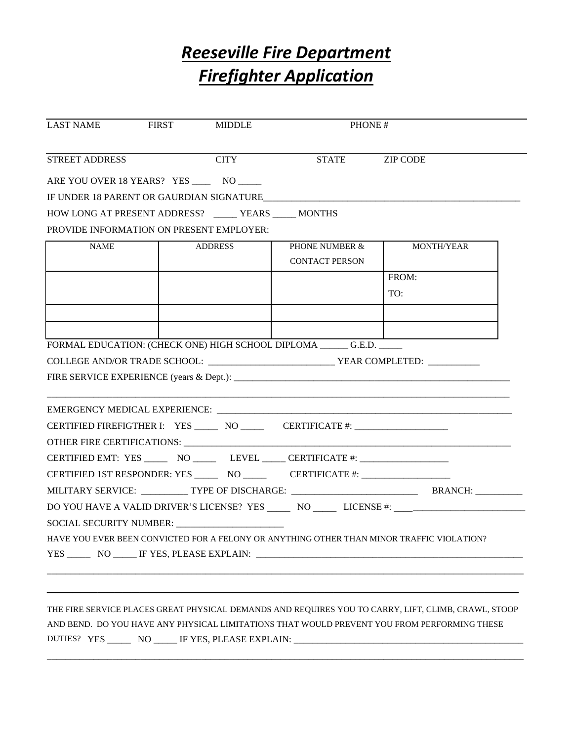# *Reeseville Fire Department*
# *Firefighter Application*

LAST NAME FIRST MIDDLE PHONE #

STREET ADDRESS CITY STATE ZIP CODE

ARE YOU OVER 18 YEARS? YES ____ NO _____

IF UNDER 18 PARENT OR GAURDIAN SIGNATURE_______________________________________________________

HOW LONG AT PRESENT ADDRESS? _____ YEARS _____ MONTHS

PROVIDE INFORMATION ON PRESENT EMPLOYER:

| NAME | ADDRESS | PHONE NUMBER & CONTACT PERSON | MONTH/YEAR |
|---|---|---|---|
| | | | FROM:<br>TO: |
| | | | |
| | | | |

FORMAL EDUCATION: (CHECK ONE) HIGH SCHOOL DIPLOMA ______ G.E.D. _____

COLLEGE AND/OR TRADE SCHOOL: __________________________ YEAR COMPLETED: ___________

FIRE SERVICE EXPERIENCE (years & Dept.): ____________________________________________________________

_____________________________________________________________________________________________________

EMERGENCY MEDICAL EXPERIENCE: _______________________________________________________________

CERTIFIED FIREFIGTHER I: YES _____ NO _____ CERTIFICATE #: ____________________

OTHER FIRE CERTIFICATIONS: __________________________________________________________________

CERTIFIED EMT: YES _____ NO _____ LEVEL _____ CERTIFICATE #: ___________________

CERTIFIED 1ST RESPONDER: YES _____ NO _____ CERTIFICATE #: ___________________

MILITARY SERVICE: __________ TYPE OF DISCHARGE: ___________________________ BRANCH: __________

DO YOU HAVE A VALID DRIVER'S LICENSE? YES _____ NO _____ LICENSE #: ____________________________

SOCIAL SECURITY NUMBER: _______________________

HAVE YOU EVER BEEN CONVICTED FOR A FELONY OR ANYTHING OTHER THAN MINOR TRAFFIC VIOLATION?

YES _____ NO _____ IF YES, PLEASE EXPLAIN: _________________________________________________________

_____________________________________________________________________________________________________

_____________________________________________________________________________________________________

THE FIRE SERVICE PLACES GREAT PHYSICAL DEMANDS AND REQUIRES YOU TO CARRY, LIFT, CLIMB, CRAWL, STOOP AND BEND. DO YOU HAVE ANY PHYSICAL LIMITATIONS THAT WOULD PREVENT YOU FROM PERFORMING THESE DUTIES? YES _____ NO _____ IF YES, PLEASE EXPLAIN: ___________________________________________________

_____________________________________________________________________________________________________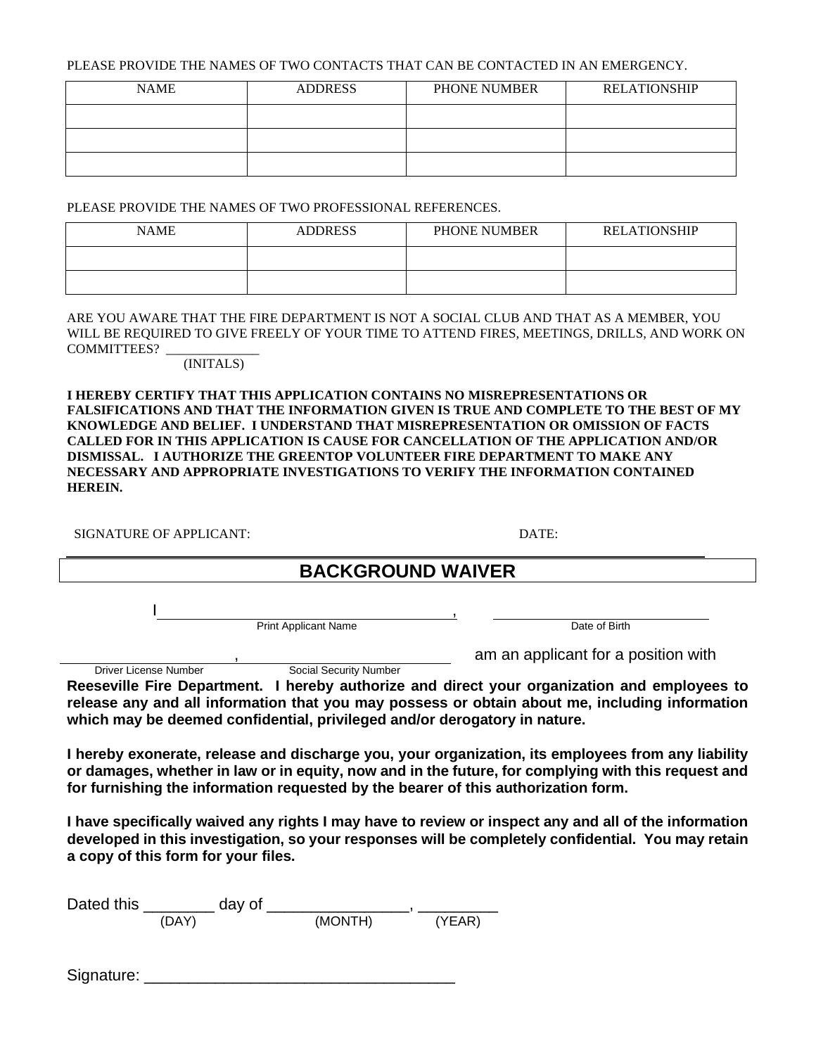PLEASE PROVIDE THE NAMES OF TWO CONTACTS THAT CAN BE CONTACTED IN AN EMERGENCY.

| NAME | ADDRESS | PHONE NUMBER | RELATIONSHIP |
|---|---|---|---|
| | | | |
| | | | |
| | | | |

PLEASE PROVIDE THE NAMES OF TWO PROFESSIONAL REFERENCES.

| NAME | ADDRESS | PHONE NUMBER | RELATIONSHIP |
|---|---|---|---|
| | | | |
| | | | |

ARE YOU AWARE THAT THE FIRE DEPARTMENT IS NOT A SOCIAL CLUB AND THAT AS A MEMBER, YOU WILL BE REQUIRED TO GIVE FREELY OF YOUR TIME TO ATTEND FIRES, MEETINGS, DRILLS, AND WORK ON COMMITTEES? _____________
(INITALS)

**I HEREBY CERTIFY THAT THIS APPLICATION CONTAINS NO MISREPRESENTATIONS OR FALSIFICATIONS AND THAT THE INFORMATION GIVEN IS TRUE AND COMPLETE TO THE BEST OF MY KNOWLEDGE AND BELIEF. I UNDERSTAND THAT MISREPRESENTATION OR OMISSION OF FACTS CALLED FOR IN THIS APPLICATION IS CAUSE FOR CANCELLATION OF THE APPLICATION AND/OR DISMISSAL. I AUTHORIZE THE GREENTOP VOLUNTEER FIRE DEPARTMENT TO MAKE ANY NECESSARY AND APPROPRIATE INVESTIGATIONS TO VERIFY THE INFORMATION CONTAINED HEREIN.**

SIGNATURE OF APPLICANT: DATE:

## BACKGROUND WAIVER

I ______________________________, ______________________
Print Applicant Name Date of Birth

______________________, ______________________ am an applicant for a position with
Driver License Number Social Security Number

**Reeseville Fire Department. I hereby authorize and direct your organization and employees to release any and all information that you may possess or obtain about me, including information which may be deemed confidential, privileged and/or derogatory in nature.**

**I hereby exonerate, release and discharge you, your organization, its employees from any liability or damages, whether in law or in equity, now and in the future, for complying with this request and for furnishing the information requested by the bearer of this authorization form.**

**I have specifically waived any rights I may have to review or inspect any and all of the information developed in this investigation, so your responses will be completely confidential. You may retain a copy of this form for your files.**

Dated this ________ day of ________________, _________
(DAY) (MONTH) (YEAR)

Signature: ___________________________________